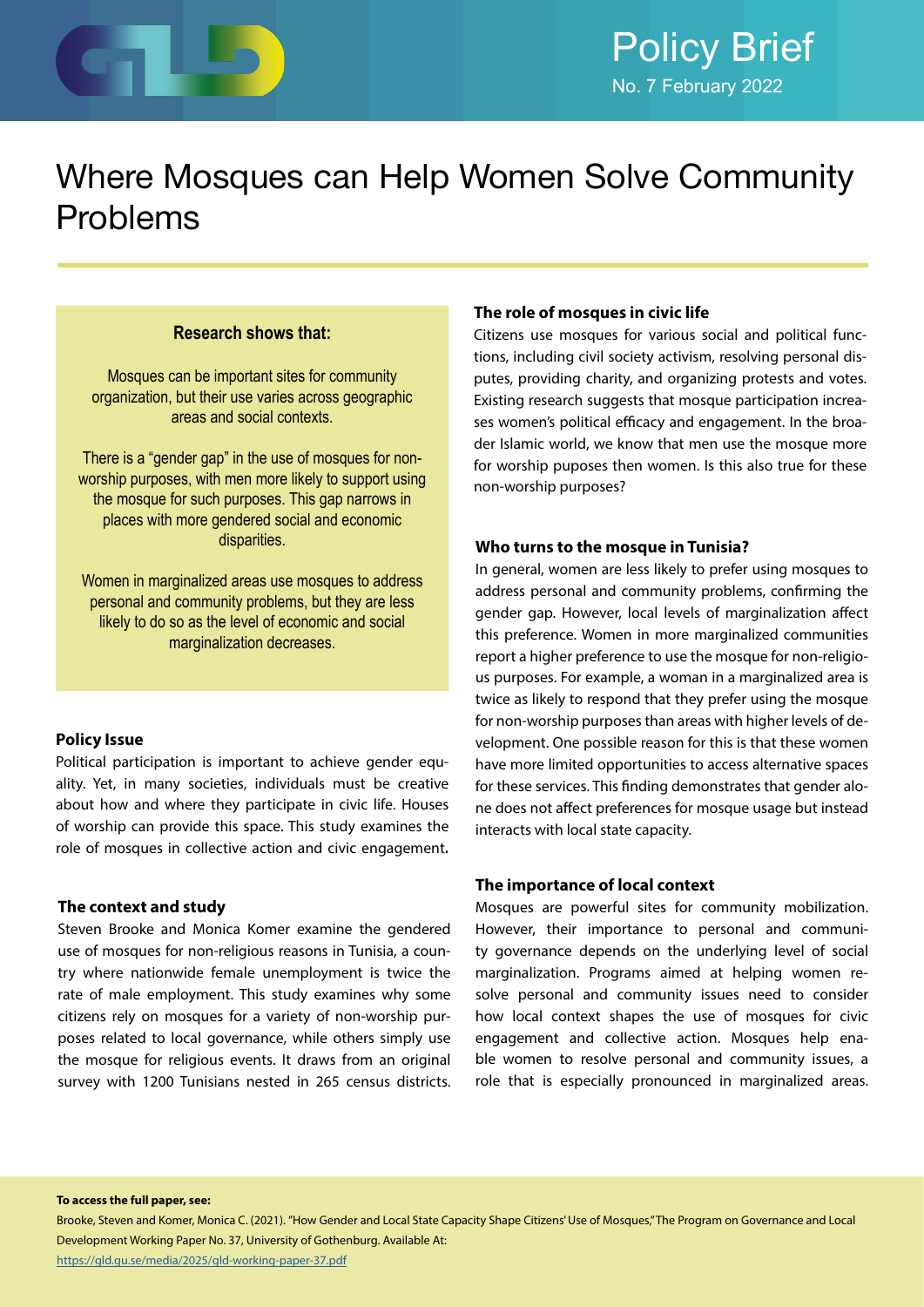Policy Brief

No. 7 February 2022

# Where Mosques can Help Women Solve Community Problems

### Research shows that:

Mosques can be important sites for community organization, but their use varies across geographic areas and social contexts.

There is a "gender gap" in the use of mosques for non-worship purposes, with men more likely to support using the mosque for such purposes. This gap narrows in places with more gendered social and economic disparities.

Women in marginalized areas use mosques to address personal and community problems, but they are less likely to do so as the level of economic and social marginalization decreases.

### Policy Issue

Political participation is important to achieve gender equality. Yet, in many societies, individuals must be creative about how and where they participate in civic life. Houses of worship can provide this space. This study examines the role of mosques in collective action and civic engagement**.**

### The context and study

Steven Brooke and Monica Komer examine the gendered use of mosques for non-religious reasons in Tunisia, a country where nationwide female unemployment is twice the rate of male employment. This study examines why some citizens rely on mosques for a variety of non-worship purposes related to local governance, while others simply use the mosque for religious events. It draws from an original survey with 1200 Tunisians nested in 265 census districts.

### The role of mosques in civic life

Citizens use mosques for various social and political functions, including civil society activism, resolving personal disputes, providing charity, and organizing protests and votes. Existing research suggests that mosque participation increases women's political efficacy and engagement. In the broader Islamic world, we know that men use the mosque more for worship puposes then women. Is this also true for these non-worship purposes?

### Who turns to the mosque in Tunisia?

In general, women are less likely to prefer using mosques to address personal and community problems, confirming the gender gap. However, local levels of marginalization affect this preference. Women in more marginalized communities report a higher preference to use the mosque for non-religious purposes. For example, a woman in a marginalized area is twice as likely to respond that they prefer using the mosque for non-worship purposes than areas with higher levels of development. One possible reason for this is that these women have more limited opportunities to access alternative spaces for these services. This finding demonstrates that gender alone does not affect preferences for mosque usage but instead interacts with local state capacity.

### The importance of local context

Mosques are powerful sites for community mobilization. However, their importance to personal and community governance depends on the underlying level of social marginalization. Programs aimed at helping women resolve personal and community issues need to consider how local context shapes the use of mosques for civic engagement and collective action. Mosques help enable women to resolve personal and community issues, a role that is especially pronounced in marginalized areas.

**To access the full paper, see:**

Brooke, Steven and Komer, Monica C. (2021). "How Gender and Local State Capacity Shape Citizens' Use of Mosques," The Program on Governance and Local Development Working Paper No. 37, University of Gothenburg. Available At: https://gld.gu.se/media/2025/gld-working-paper-37.pdf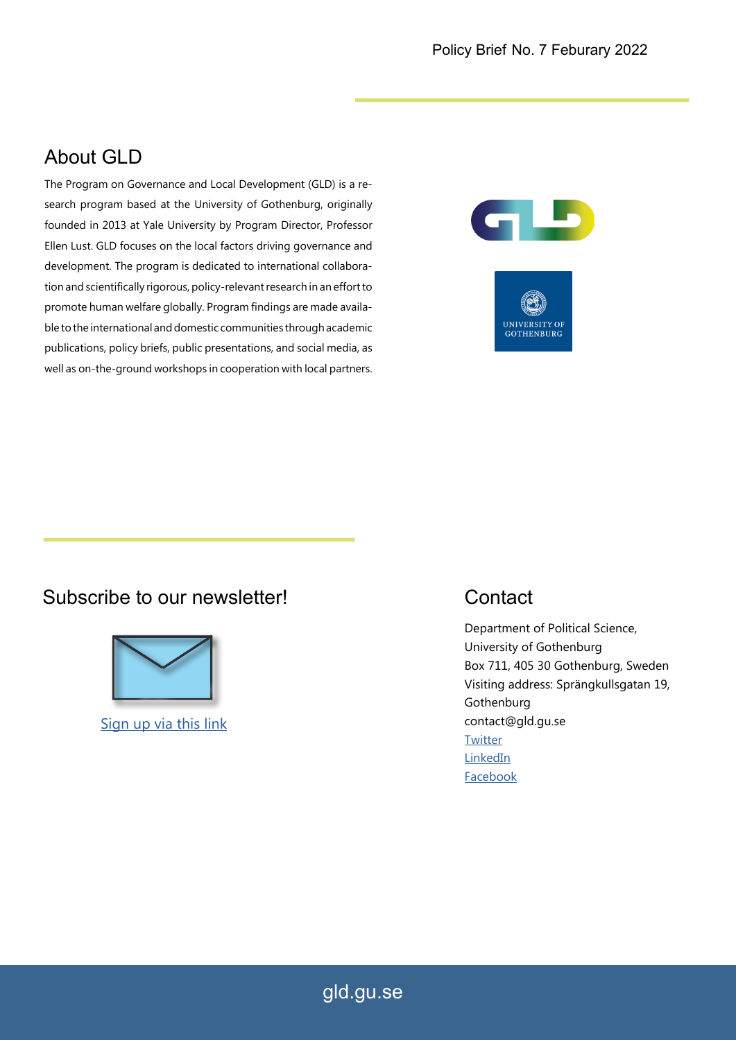Policy Brief No. 7 Feburary 2022

## About GLD

The Program on Governance and Local Development (GLD) is a research program based at the University of Gothenburg, originally founded in 2013 at Yale University by Program Director, Professor Ellen Lust. GLD focuses on the local factors driving governance and development. The program is dedicated to international collaboration and scientifically rigorous, policy-relevant research in an effort to promote human welfare globally. Program findings are made available to the international and domestic communities through academic publications, policy briefs, public presentations, and social media, as well as on-the-ground workshops in cooperation with local partners.

## Subscribe to our newsletter!

Sign up via this link

## Contact

Department of Political Science,
University of Gothenburg
Box 711, 405 30 Gothenburg, Sweden
Visiting address: Sprängkullsgatan 19, Gothenburg
contact@gld.gu.se
Twitter
LinkedIn
Facebook

gld.gu.se